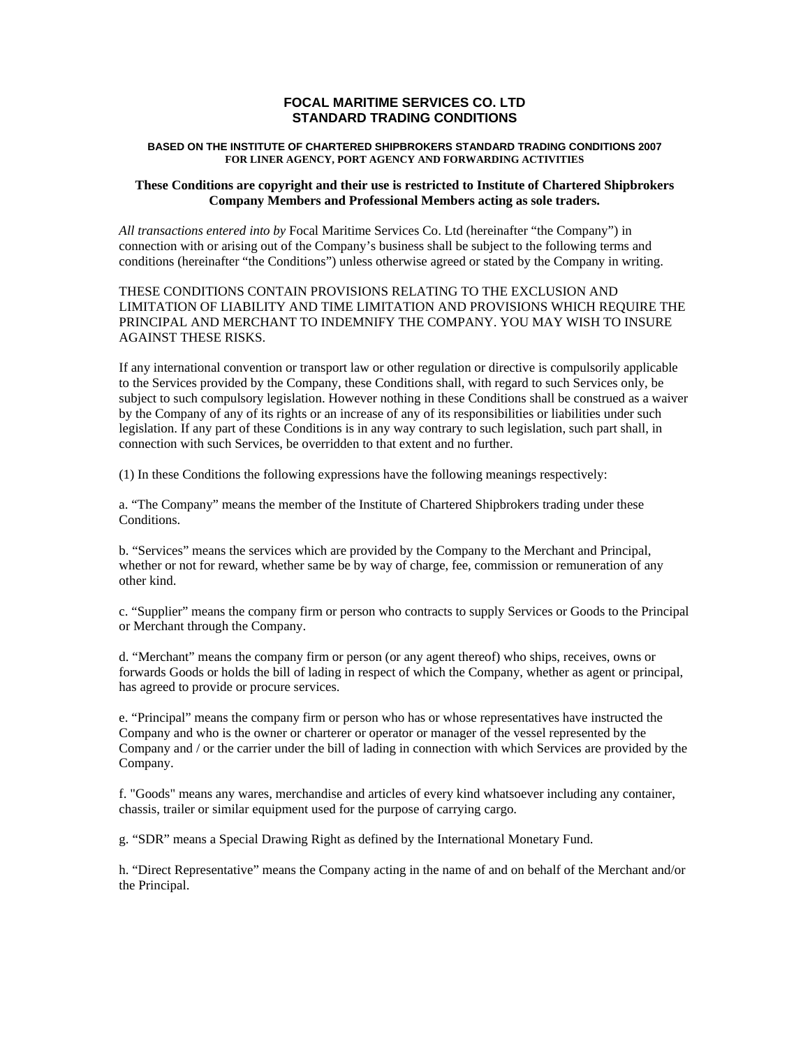# FOCAL MARITIME SERVICES CO. LTD
# STANDARD TRADING CONDITIONS

**BASED ON THE INSTITUTE OF CHARTERED SHIPBROKERS STANDARD TRADING CONDITIONS 2007**
**FOR LINER AGENCY, PORT AGENCY AND FORWARDING ACTIVITIES**

**These Conditions are copyright and their use is restricted to Institute of Chartered Shipbrokers Company Members and Professional Members acting as sole traders.**

*All transactions entered into by* Focal Maritime Services Co. Ltd (hereinafter "the Company") in connection with or arising out of the Company's business shall be subject to the following terms and conditions (hereinafter "the Conditions") unless otherwise agreed or stated by the Company in writing.

THESE CONDITIONS CONTAIN PROVISIONS RELATING TO THE EXCLUSION AND LIMITATION OF LIABILITY AND TIME LIMITATION AND PROVISIONS WHICH REQUIRE THE PRINCIPAL AND MERCHANT TO INDEMNIFY THE COMPANY. YOU MAY WISH TO INSURE AGAINST THESE RISKS.

If any international convention or transport law or other regulation or directive is compulsorily applicable to the Services provided by the Company, these Conditions shall, with regard to such Services only, be subject to such compulsory legislation. However nothing in these Conditions shall be construed as a waiver by the Company of any of its rights or an increase of any of its responsibilities or liabilities under such legislation. If any part of these Conditions is in any way contrary to such legislation, such part shall, in connection with such Services, be overridden to that extent and no further.

(1) In these Conditions the following expressions have the following meanings respectively:

a. "The Company" means the member of the Institute of Chartered Shipbrokers trading under these Conditions.

b. "Services" means the services which are provided by the Company to the Merchant and Principal, whether or not for reward, whether same be by way of charge, fee, commission or remuneration of any other kind.

c. "Supplier" means the company firm or person who contracts to supply Services or Goods to the Principal or Merchant through the Company.

d. "Merchant" means the company firm or person (or any agent thereof) who ships, receives, owns or forwards Goods or holds the bill of lading in respect of which the Company, whether as agent or principal, has agreed to provide or procure services.

e. "Principal" means the company firm or person who has or whose representatives have instructed the Company and who is the owner or charterer or operator or manager of the vessel represented by the Company and / or the carrier under the bill of lading in connection with which Services are provided by the Company.

f. "Goods" means any wares, merchandise and articles of every kind whatsoever including any container, chassis, trailer or similar equipment used for the purpose of carrying cargo.

g. "SDR" means a Special Drawing Right as defined by the International Monetary Fund.

h. "Direct Representative" means the Company acting in the name of and on behalf of the Merchant and/or the Principal.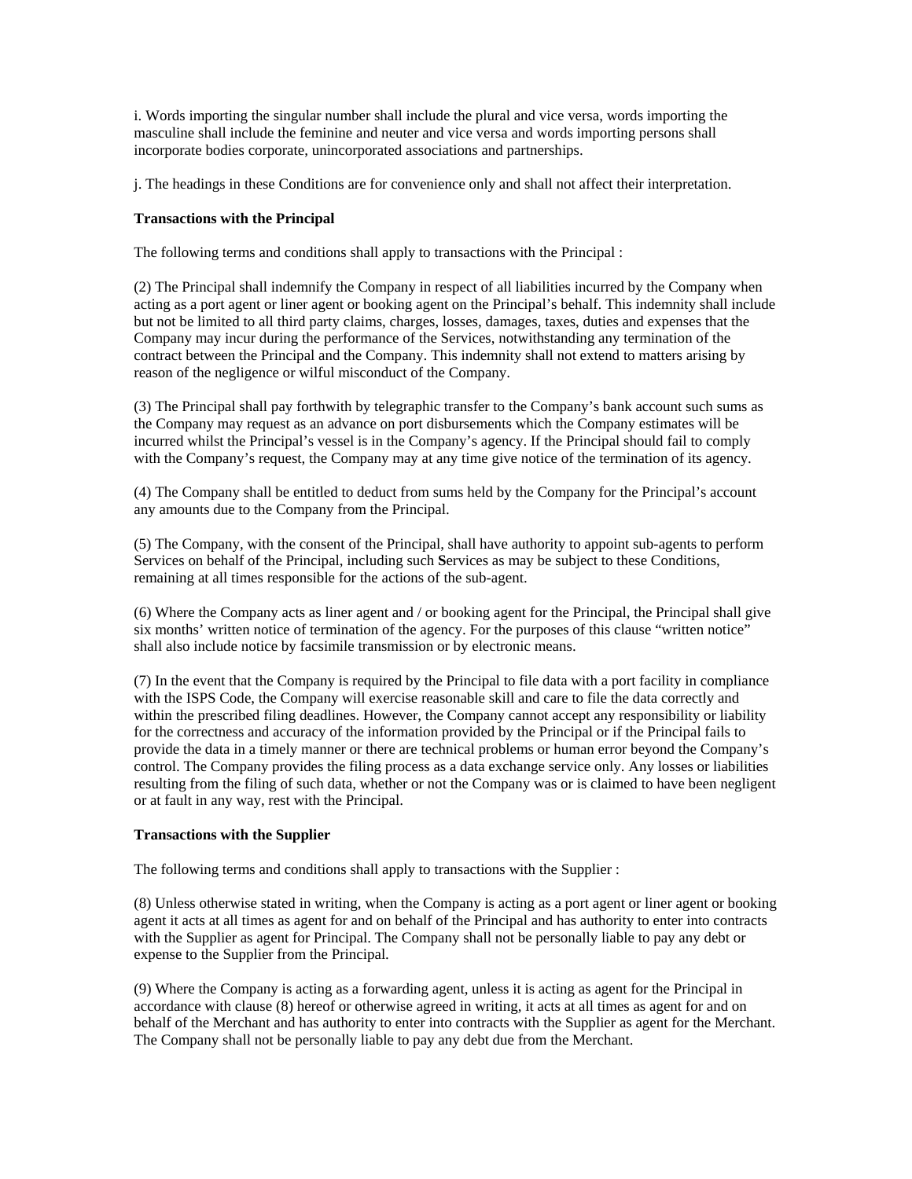i. Words importing the singular number shall include the plural and vice versa, words importing the masculine shall include the feminine and neuter and vice versa and words importing persons shall incorporate bodies corporate, unincorporated associations and partnerships.

j. The headings in these Conditions are for convenience only and shall not affect their interpretation.

**Transactions with the Principal**

The following terms and conditions shall apply to transactions with the Principal :

(2) The Principal shall indemnify the Company in respect of all liabilities incurred by the Company when acting as a port agent or liner agent or booking agent on the Principal's behalf. This indemnity shall include but not be limited to all third party claims, charges, losses, damages, taxes, duties and expenses that the Company may incur during the performance of the Services, notwithstanding any termination of the contract between the Principal and the Company. This indemnity shall not extend to matters arising by reason of the negligence or wilful misconduct of the Company.

(3) The Principal shall pay forthwith by telegraphic transfer to the Company's bank account such sums as the Company may request as an advance on port disbursements which the Company estimates will be incurred whilst the Principal's vessel is in the Company's agency. If the Principal should fail to comply with the Company's request, the Company may at any time give notice of the termination of its agency.

(4) The Company shall be entitled to deduct from sums held by the Company for the Principal's account any amounts due to the Company from the Principal.

(5) The Company, with the consent of the Principal, shall have authority to appoint sub-agents to perform Services on behalf of the Principal, including such **S**ervices as may be subject to these Conditions, remaining at all times responsible for the actions of the sub-agent.

(6) Where the Company acts as liner agent and / or booking agent for the Principal, the Principal shall give six months' written notice of termination of the agency. For the purposes of this clause "written notice" shall also include notice by facsimile transmission or by electronic means.

(7) In the event that the Company is required by the Principal to file data with a port facility in compliance with the ISPS Code, the Company will exercise reasonable skill and care to file the data correctly and within the prescribed filing deadlines. However, the Company cannot accept any responsibility or liability for the correctness and accuracy of the information provided by the Principal or if the Principal fails to provide the data in a timely manner or there are technical problems or human error beyond the Company's control. The Company provides the filing process as a data exchange service only. Any losses or liabilities resulting from the filing of such data, whether or not the Company was or is claimed to have been negligent or at fault in any way, rest with the Principal.

**Transactions with the Supplier**

The following terms and conditions shall apply to transactions with the Supplier :

(8) Unless otherwise stated in writing, when the Company is acting as a port agent or liner agent or booking agent it acts at all times as agent for and on behalf of the Principal and has authority to enter into contracts with the Supplier as agent for Principal. The Company shall not be personally liable to pay any debt or expense to the Supplier from the Principal.

(9) Where the Company is acting as a forwarding agent, unless it is acting as agent for the Principal in accordance with clause (8) hereof or otherwise agreed in writing, it acts at all times as agent for and on behalf of the Merchant and has authority to enter into contracts with the Supplier as agent for the Merchant. The Company shall not be personally liable to pay any debt due from the Merchant.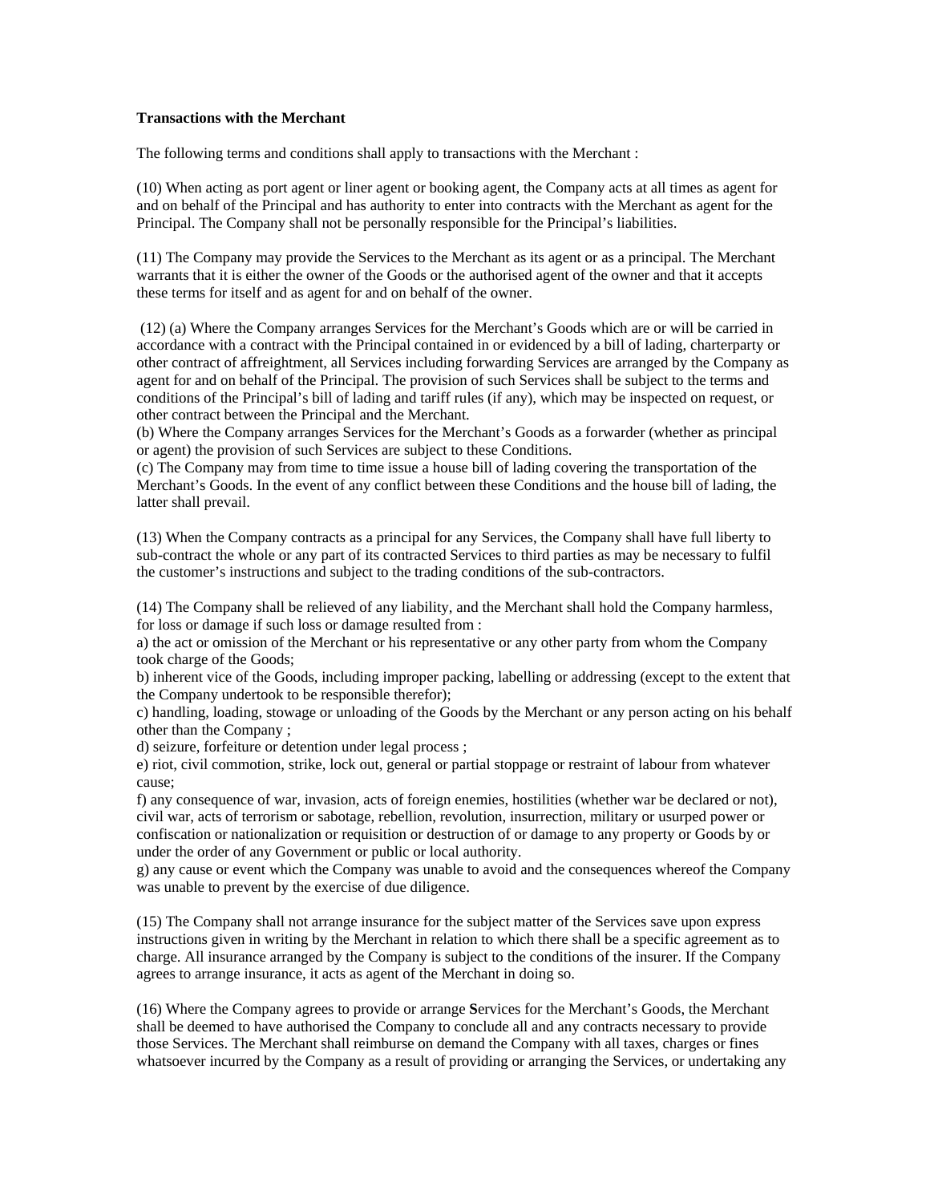**Transactions with the Merchant**

The following terms and conditions shall apply to transactions with the Merchant :

(10) When acting as port agent or liner agent or booking agent, the Company acts at all times as agent for and on behalf of the Principal and has authority to enter into contracts with the Merchant as agent for the Principal. The Company shall not be personally responsible for the Principal's liabilities.

(11) The Company may provide the Services to the Merchant as its agent or as a principal. The Merchant warrants that it is either the owner of the Goods or the authorised agent of the owner and that it accepts these terms for itself and as agent for and on behalf of the owner.

(12) (a) Where the Company arranges Services for the Merchant's Goods which are or will be carried in accordance with a contract with the Principal contained in or evidenced by a bill of lading, charterparty or other contract of affreightment, all Services including forwarding Services are arranged by the Company as agent for and on behalf of the Principal. The provision of such Services shall be subject to the terms and conditions of the Principal's bill of lading and tariff rules (if any), which may be inspected on request, or other contract between the Principal and the Merchant.
(b) Where the Company arranges Services for the Merchant's Goods as a forwarder (whether as principal or agent) the provision of such Services are subject to these Conditions.
(c) The Company may from time to time issue a house bill of lading covering the transportation of the Merchant's Goods. In the event of any conflict between these Conditions and the house bill of lading, the latter shall prevail.

(13) When the Company contracts as a principal for any Services, the Company shall have full liberty to sub-contract the whole or any part of its contracted Services to third parties as may be necessary to fulfil the customer's instructions and subject to the trading conditions of the sub-contractors.

(14) The Company shall be relieved of any liability, and the Merchant shall hold the Company harmless, for loss or damage if such loss or damage resulted from :
a) the act or omission of the Merchant or his representative or any other party from whom the Company took charge of the Goods;
b) inherent vice of the Goods, including improper packing, labelling or addressing (except to the extent that the Company undertook to be responsible therefor);
c) handling, loading, stowage or unloading of the Goods by the Merchant or any person acting on his behalf other than the Company ;
d) seizure, forfeiture or detention under legal process ;
e) riot, civil commotion, strike, lock out, general or partial stoppage or restraint of labour from whatever cause;
f) any consequence of war, invasion, acts of foreign enemies, hostilities (whether war be declared or not), civil war, acts of terrorism or sabotage, rebellion, revolution, insurrection, military or usurped power or confiscation or nationalization or requisition or destruction of or damage to any property or Goods by or under the order of any Government or public or local authority.
g) any cause or event which the Company was unable to avoid and the consequences whereof the Company was unable to prevent by the exercise of due diligence.

(15) The Company shall not arrange insurance for the subject matter of the Services save upon express instructions given in writing by the Merchant in relation to which there shall be a specific agreement as to charge. All insurance arranged by the Company is subject to the conditions of the insurer. If the Company agrees to arrange insurance, it acts as agent of the Merchant in doing so.

(16) Where the Company agrees to provide or arrange **S**ervices for the Merchant's Goods, the Merchant shall be deemed to have authorised the Company to conclude all and any contracts necessary to provide those Services. The Merchant shall reimburse on demand the Company with all taxes, charges or fines whatsoever incurred by the Company as a result of providing or arranging the Services, or undertaking any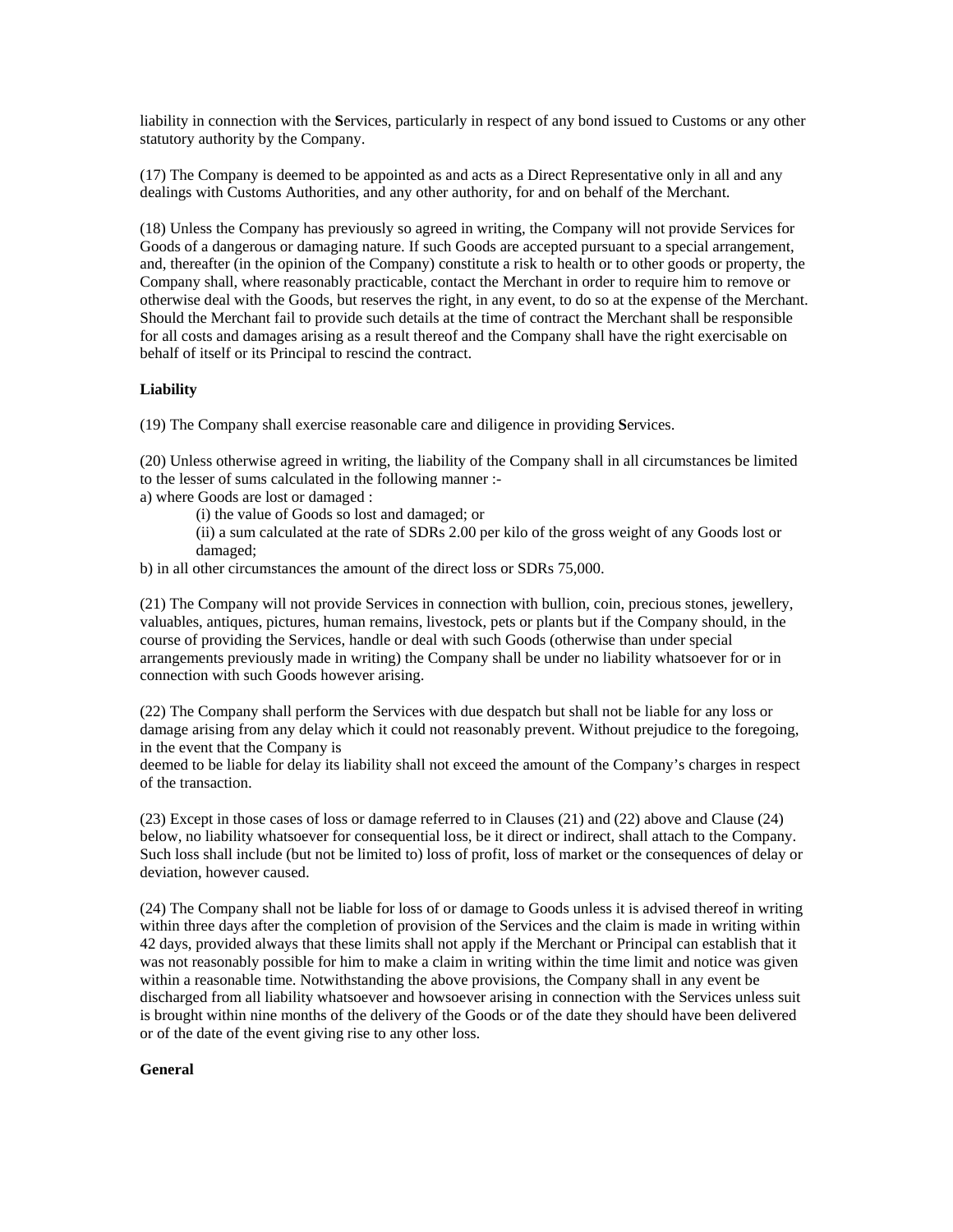liability in connection with the **S**ervices, particularly in respect of any bond issued to Customs or any other statutory authority by the Company.

(17) The Company is deemed to be appointed as and acts as a Direct Representative only in all and any dealings with Customs Authorities, and any other authority, for and on behalf of the Merchant.

(18) Unless the Company has previously so agreed in writing, the Company will not provide Services for Goods of a dangerous or damaging nature. If such Goods are accepted pursuant to a special arrangement, and, thereafter (in the opinion of the Company) constitute a risk to health or to other goods or property, the Company shall, where reasonably practicable, contact the Merchant in order to require him to remove or otherwise deal with the Goods, but reserves the right, in any event, to do so at the expense of the Merchant. Should the Merchant fail to provide such details at the time of contract the Merchant shall be responsible for all costs and damages arising as a result thereof and the Company shall have the right exercisable on behalf of itself or its Principal to rescind the contract.

**Liability**

(19) The Company shall exercise reasonable care and diligence in providing **S**ervices.

(20) Unless otherwise agreed in writing, the liability of the Company shall in all circumstances be limited to the lesser of sums calculated in the following manner :-

a) where Goods are lost or damaged :

(i) the value of Goods so lost and damaged; or

(ii) a sum calculated at the rate of SDRs 2.00 per kilo of the gross weight of any Goods lost or damaged;

b) in all other circumstances the amount of the direct loss or SDRs 75,000.

(21) The Company will not provide Services in connection with bullion, coin, precious stones, jewellery, valuables, antiques, pictures, human remains, livestock, pets or plants but if the Company should, in the course of providing the Services, handle or deal with such Goods (otherwise than under special arrangements previously made in writing) the Company shall be under no liability whatsoever for or in connection with such Goods however arising.

(22) The Company shall perform the Services with due despatch but shall not be liable for any loss or damage arising from any delay which it could not reasonably prevent. Without prejudice to the foregoing, in the event that the Company is deemed to be liable for delay its liability shall not exceed the amount of the Company's charges in respect of the transaction.

(23) Except in those cases of loss or damage referred to in Clauses (21) and (22) above and Clause (24) below, no liability whatsoever for consequential loss, be it direct or indirect, shall attach to the Company. Such loss shall include (but not be limited to) loss of profit, loss of market or the consequences of delay or deviation, however caused.

(24) The Company shall not be liable for loss of or damage to Goods unless it is advised thereof in writing within three days after the completion of provision of the Services and the claim is made in writing within 42 days, provided always that these limits shall not apply if the Merchant or Principal can establish that it was not reasonably possible for him to make a claim in writing within the time limit and notice was given within a reasonable time. Notwithstanding the above provisions, the Company shall in any event be discharged from all liability whatsoever and howsoever arising in connection with the Services unless suit is brought within nine months of the delivery of the Goods or of the date they should have been delivered or of the date of the event giving rise to any other loss.

**General**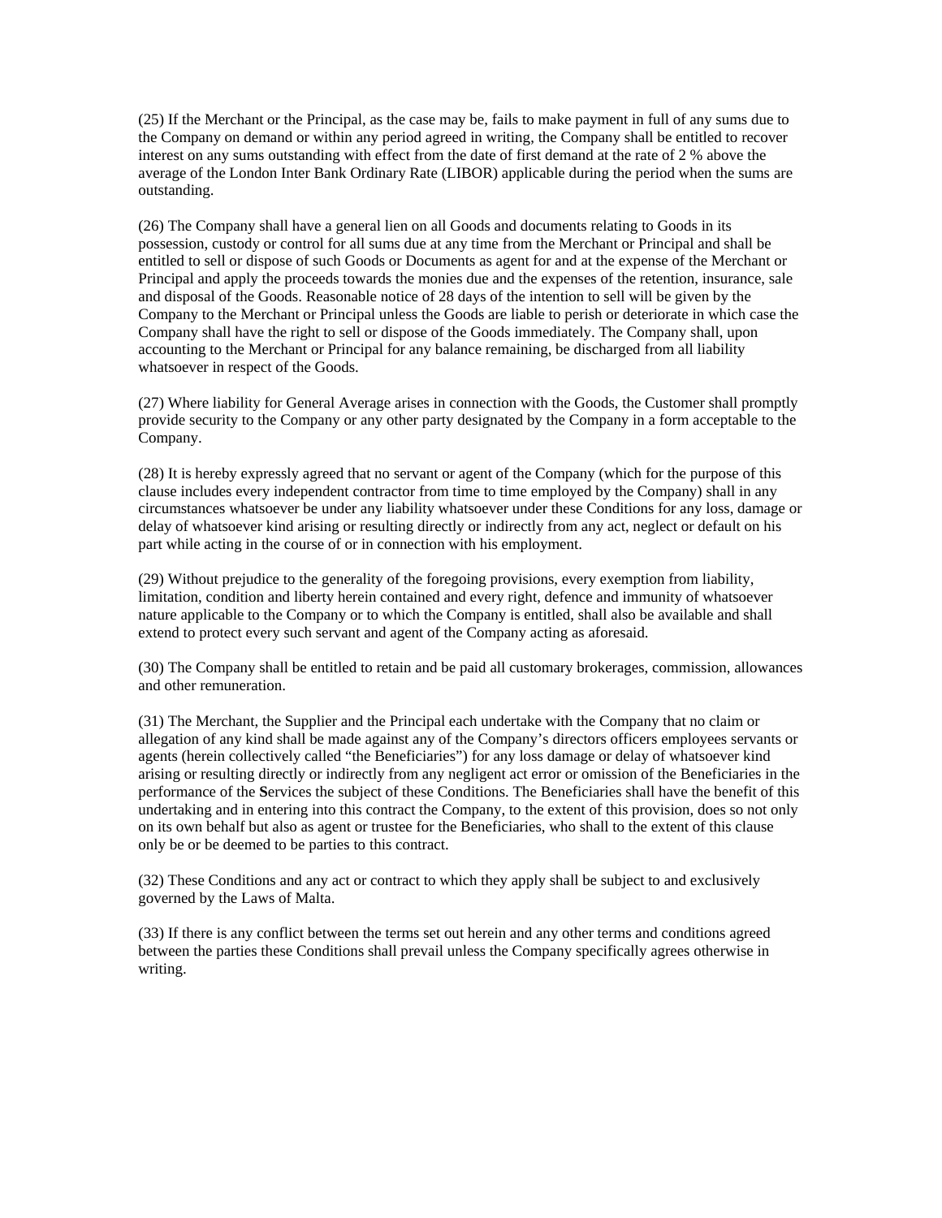(25) If the Merchant or the Principal, as the case may be, fails to make payment in full of any sums due to the Company on demand or within any period agreed in writing, the Company shall be entitled to recover interest on any sums outstanding with effect from the date of first demand at the rate of 2 % above the average of the London Inter Bank Ordinary Rate (LIBOR) applicable during the period when the sums are outstanding.

(26) The Company shall have a general lien on all Goods and documents relating to Goods in its possession, custody or control for all sums due at any time from the Merchant or Principal and shall be entitled to sell or dispose of such Goods or Documents as agent for and at the expense of the Merchant or Principal and apply the proceeds towards the monies due and the expenses of the retention, insurance, sale and disposal of the Goods. Reasonable notice of 28 days of the intention to sell will be given by the Company to the Merchant or Principal unless the Goods are liable to perish or deteriorate in which case the Company shall have the right to sell or dispose of the Goods immediately. The Company shall, upon accounting to the Merchant or Principal for any balance remaining, be discharged from all liability whatsoever in respect of the Goods.

(27) Where liability for General Average arises in connection with the Goods, the Customer shall promptly provide security to the Company or any other party designated by the Company in a form acceptable to the Company.

(28) It is hereby expressly agreed that no servant or agent of the Company (which for the purpose of this clause includes every independent contractor from time to time employed by the Company) shall in any circumstances whatsoever be under any liability whatsoever under these Conditions for any loss, damage or delay of whatsoever kind arising or resulting directly or indirectly from any act, neglect or default on his part while acting in the course of or in connection with his employment.

(29) Without prejudice to the generality of the foregoing provisions, every exemption from liability, limitation, condition and liberty herein contained and every right, defence and immunity of whatsoever nature applicable to the Company or to which the Company is entitled, shall also be available and shall extend to protect every such servant and agent of the Company acting as aforesaid.

(30) The Company shall be entitled to retain and be paid all customary brokerages, commission, allowances and other remuneration.

(31) The Merchant, the Supplier and the Principal each undertake with the Company that no claim or allegation of any kind shall be made against any of the Company's directors officers employees servants or agents (herein collectively called "the Beneficiaries") for any loss damage or delay of whatsoever kind arising or resulting directly or indirectly from any negligent act error or omission of the Beneficiaries in the performance of the **S**ervices the subject of these Conditions. The Beneficiaries shall have the benefit of this undertaking and in entering into this contract the Company, to the extent of this provision, does so not only on its own behalf but also as agent or trustee for the Beneficiaries, who shall to the extent of this clause only be or be deemed to be parties to this contract.

(32) These Conditions and any act or contract to which they apply shall be subject to and exclusively governed by the Laws of Malta.

(33) If there is any conflict between the terms set out herein and any other terms and conditions agreed between the parties these Conditions shall prevail unless the Company specifically agrees otherwise in writing.